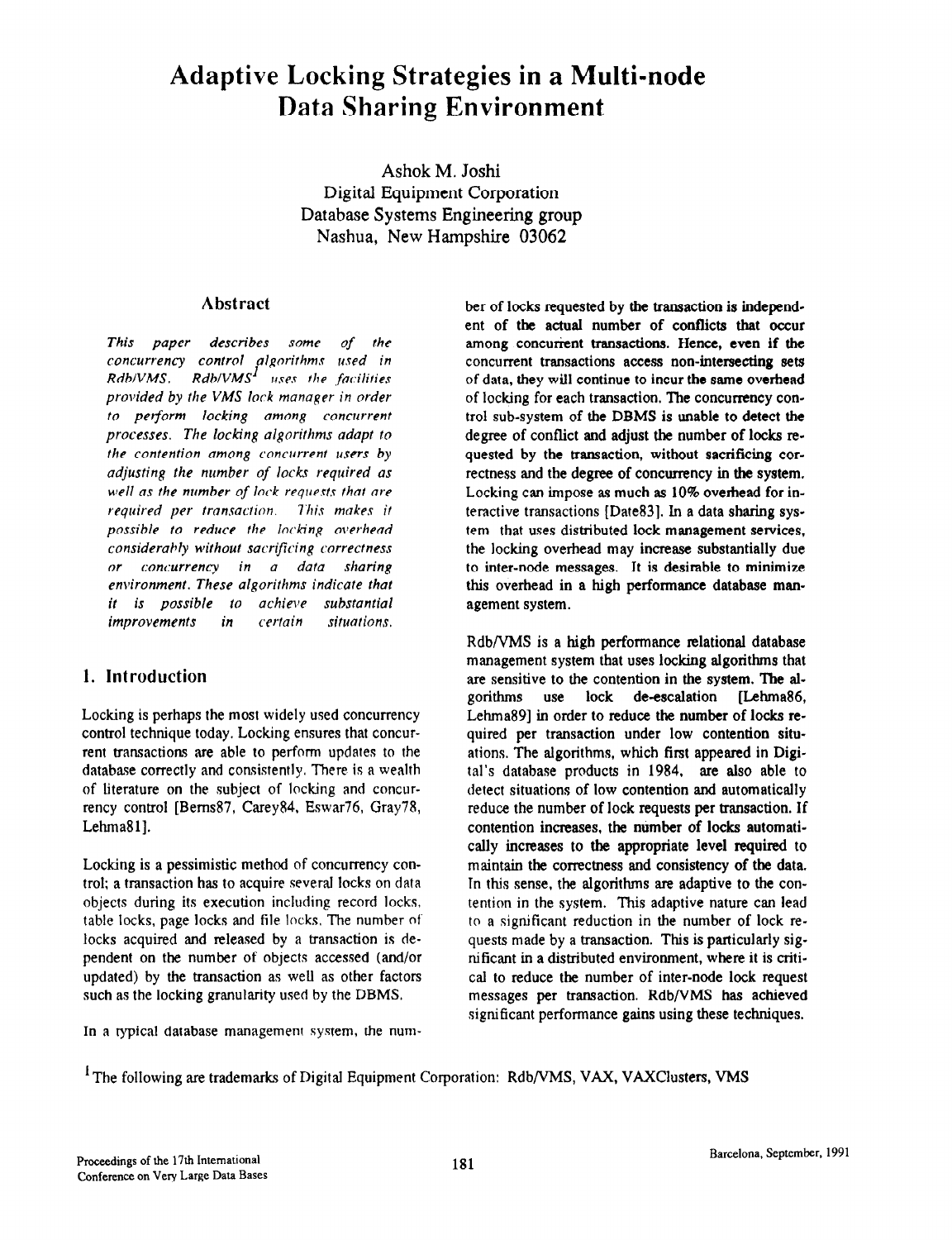# Adaptive Locking Strategies in a Multi-node Data Sharing Environment

Ashok M. Joshi
Digital Equipment Corporation
Database Systems Engineering group
Nashua, New Hampshire 03062

## Abstract

*This paper describes some of the concurrency control algorithms used in Rdb/VMS. Rdb/VMS[1] uses the facilities provided by the VMS lock manager in order to perform locking among concurrent processes. The locking algorithms adapt to the contention among concurrent users by adjusting the number of locks required as well as the number of lock requests that are required per transaction. This makes it possible to reduce the locking overhead considerably without sacrificing correctness or concurrency in a data sharing environment. These algorithms indicate that it is possible to achieve substantial improvements in certain situations.*

## 1. Introduction

Locking is perhaps the most widely used concurrency control technique today. Locking ensures that concurrent transactions are able to perform updates to the database correctly and consistently. There is a wealth of literature on the subject of locking and concurrency control [Berns87, Carey84, Eswar76, Gray78, Lehma81].

Locking is a pessimistic method of concurrency control; a transaction has to acquire several locks on data objects during its execution including record locks, table locks, page locks and file locks. The number of locks acquired and released by a transaction is dependent on the number of objects accessed (and/or updated) by the transaction as well as other factors such as the locking granularity used by the DBMS.

In a typical database management system, the number of locks requested by the transaction is independent of the actual number of conflicts that occur among concurrent transactions. Hence, even if the concurrent transactions access non-intersecting sets of data, they will continue to incur the same overhead of locking for each transaction. The concurrency control sub-system of the DBMS is unable to detect the degree of conflict and adjust the number of locks requested by the transaction, without sacrificing correctness and the degree of concurrency in the system. Locking can impose as much as 10% overhead for interactive transactions [Date83]. In a data sharing system that uses distributed lock management services, the locking overhead may increase substantially due to inter-node messages. It is desirable to minimize this overhead in a high performance database management system.

Rdb/VMS is a high performance relational database management system that uses locking algorithms that are sensitive to the contention in the system. The algorithms use lock de-escalation [Lehma86, Lehma89] in order to reduce the number of locks required per transaction under low contention situations. The algorithms, which first appeared in Digital's database products in 1984, are also able to detect situations of low contention and automatically reduce the number of lock requests per transaction. If contention increases, the number of locks automatically increases to the appropriate level required to maintain the correctness and consistency of the data. In this sense, the algorithms are adaptive to the contention in the system. This adaptive nature can lead to a significant reduction in the number of lock requests made by a transaction. This is particularly significant in a distributed environment, where it is critical to reduce the number of inter-node lock request messages per transaction. Rdb/VMS has achieved significant performance gains using these techniques.

[1] The following are trademarks of Digital Equipment Corporation: Rdb/VMS, VAX, VAXClusters, VMS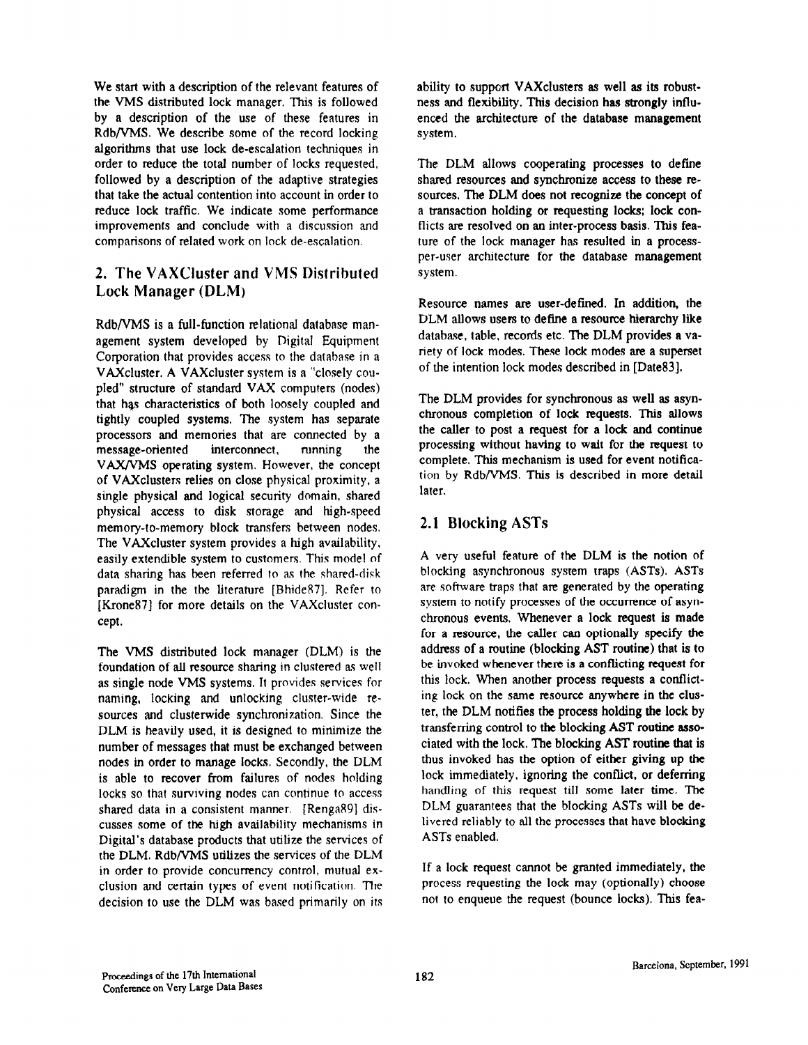We start with a description of the relevant features of the VMS distributed lock manager. This is followed by a description of the use of these features in Rdb/VMS. We describe some of the record locking algorithms that use lock de-escalation techniques in order to reduce the total number of locks requested, followed by a description of the adaptive strategies that take the actual contention into account in order to reduce lock traffic. We indicate some performance improvements and conclude with a discussion and comparisons of related work on lock de-escalation.

## 2. The VAXCluster and VMS Distributed Lock Manager (DLM)

Rdb/VMS is a full-function relational database management system developed by Digital Equipment Corporation that provides access to the database in a VAXcluster. A VAXcluster system is a "closely coupled" structure of standard VAX computers (nodes) that has characteristics of both loosely coupled and tightly coupled systems. The system has separate processors and memories that are connected by a message-oriented interconnect, running the VAX/VMS operating system. However, the concept of VAXclusters relies on close physical proximity, a single physical and logical security domain, shared physical access to disk storage and high-speed memory-to-memory block transfers between nodes. The VAXcluster system provides a high availability, easily extendible system to customers. This model of data sharing has been referred to as the shared-disk paradigm in the the literature [Bhide87]. Refer to [Krone87] for more details on the VAXcluster concept.

The VMS distributed lock manager (DLM) is the foundation of all resource sharing in clustered as well as single node VMS systems. It provides services for naming, locking and unlocking cluster-wide resources and clusterwide synchronization. Since the DLM is heavily used, it is designed to minimize the number of messages that must be exchanged between nodes in order to manage locks. Secondly, the DLM is able to recover from failures of nodes holding locks so that surviving nodes can continue to access shared data in a consistent manner. [Renga89] discusses some of the high availability mechanisms in Digital's database products that utilize the services of the DLM. Rdb/VMS utilizes the services of the DLM in order to provide concurrency control, mutual exclusion and certain types of event notification. The decision to use the DLM was based primarily on its ability to support VAXclusters as well as its robustness and flexibility. This decision has strongly influenced the architecture of the database management system.

The DLM allows cooperating processes to define shared resources and synchronize access to these resources. The DLM does not recognize the concept of a transaction holding or requesting locks; lock conflicts are resolved on an inter-process basis. This feature of the lock manager has resulted in a process-per-user architecture for the database management system.

Resource names are user-defined. In addition, the DLM allows users to define a resource hierarchy like database, table, records etc. The DLM provides a variety of lock modes. These lock modes are a superset of the intention lock modes described in [Date83].

The DLM provides for synchronous as well as asynchronous completion of lock requests. This allows the caller to post a request for a lock and continue processing without having to wait for the request to complete. This mechanism is used for event notification by Rdb/VMS. This is described in more detail later.

### 2.1 Blocking ASTs

A very useful feature of the DLM is the notion of blocking asynchronous system traps (ASTs). ASTs are software traps that are generated by the operating system to notify processes of the occurrence of asynchronous events. Whenever a lock request is made for a resource, the caller can optionally specify the address of a routine (blocking AST routine) that is to be invoked whenever there is a conflicting request for this lock. When another process requests a conflicting lock on the same resource anywhere in the cluster, the DLM notifies the process holding the lock by transferring control to the blocking AST routine associated with the lock. The blocking AST routine that is thus invoked has the option of either giving up the lock immediately, ignoring the conflict, or deferring handling of this request till some later time. The DLM guarantees that the blocking ASTs will be delivered reliably to all the processes that have blocking ASTs enabled.

If a lock request cannot be granted immediately, the process requesting the lock may (optionally) choose not to enqueue the request (bounce locks). This fea-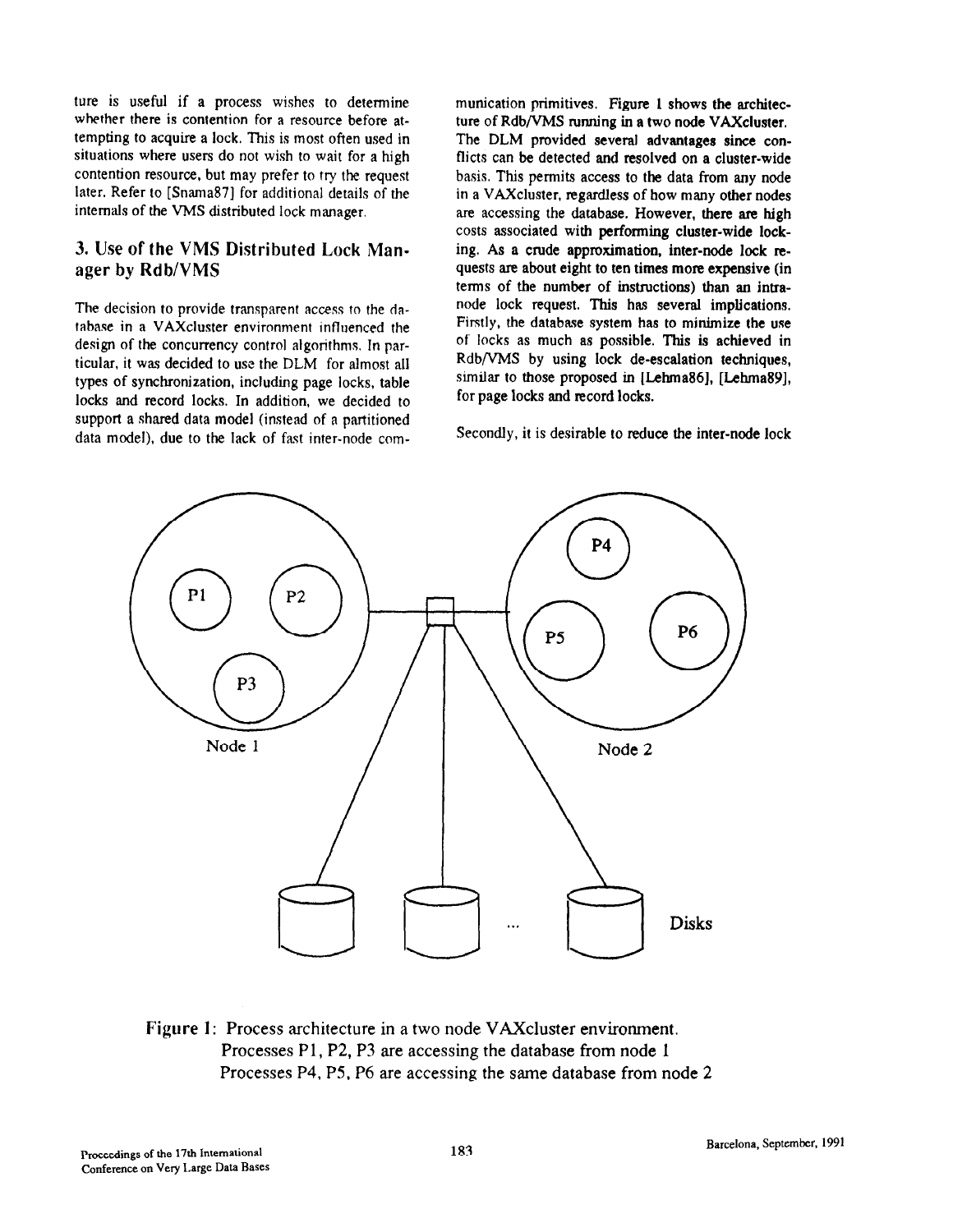ture is useful if a process wishes to determine whether there is contention for a resource before attempting to acquire a lock. This is most often used in situations where users do not wish to wait for a high contention resource, but may prefer to try the request later. Refer to [Snama87] for additional details of the internals of the VMS distributed lock manager.

## 3. Use of the VMS Distributed Lock Manager by Rdb/VMS

The decision to provide transparent access to the database in a VAXcluster environment influenced the design of the concurrency control algorithms. In particular, it was decided to use the DLM for almost all types of synchronization, including page locks, table locks and record locks. In addition, we decided to support a shared data model (instead of a partitioned data model), due to the lack of fast inter-node communication primitives. Figure 1 shows the architecture of Rdb/VMS running in a two node VAXcluster. The DLM provided several advantages since conflicts can be detected and resolved on a cluster-wide basis. This permits access to the data from any node in a VAXcluster, regardless of how many other nodes are accessing the database. However, there are high costs associated with performing cluster-wide locking. As a crude approximation, inter-node lock requests are about eight to ten times more expensive (in terms of the number of instructions) than an intra-node lock request. This has several implications. Firstly, the database system has to minimize the use of locks as much as possible. This is achieved in Rdb/VMS by using lock de-escalation techniques, similar to those proposed in [Lehma86], [Lehma89], for page locks and record locks.

Secondly, it is desirable to reduce the inter-node lock

P1
P2
P3
Node 1
P4
P5
P6
Node 2
...
Disks

Figure 1: Process architecture in a two node VAXcluster environment.
Processes P1, P2, P3 are accessing the database from node 1
Processes P4, P5, P6 are accessing the same database from node 2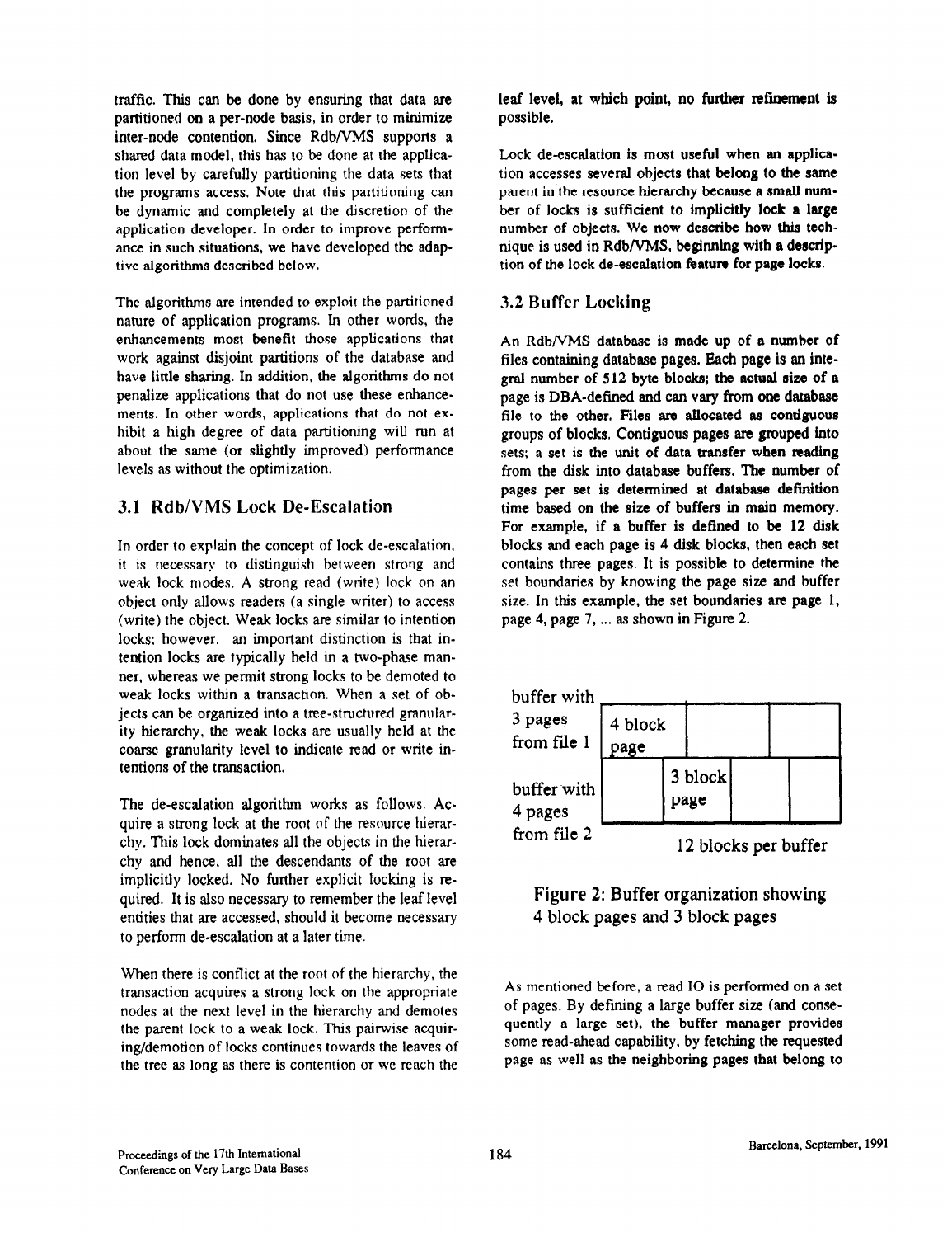traffic. This can be done by ensuring that data are partitioned on a per-node basis, in order to minimize inter-node contention. Since Rdb/VMS supports a shared data model, this has to be done at the application level by carefully partitioning the data sets that the programs access. Note that this partitioning can be dynamic and completely at the discretion of the application developer. In order to improve performance in such situations, we have developed the adaptive algorithms described below.

The algorithms are intended to exploit the partitioned nature of application programs. In other words, the enhancements most benefit those applications that work against disjoint partitions of the database and have little sharing. In addition, the algorithms do not penalize applications that do not use these enhancements. In other words, applications that do not exhibit a high degree of data partitioning will run at about the same (or slightly improved) performance levels as without the optimization.

## 3.1 Rdb/VMS Lock De-Escalation

In order to explain the concept of lock de-escalation, it is necessary to distinguish between strong and weak lock modes. A strong read (write) lock on an object only allows readers (a single writer) to access (write) the object. Weak locks are similar to intention locks; however, an important distinction is that intention locks are typically held in a two-phase manner, whereas we permit strong locks to be demoted to weak locks within a transaction. When a set of objects can be organized into a tree-structured granularity hierarchy, the weak locks are usually held at the coarse granularity level to indicate read or write intentions of the transaction.

The de-escalation algorithm works as follows. Acquire a strong lock at the root of the resource hierarchy. This lock dominates all the objects in the hierarchy and hence, all the descendants of the root are implicitly locked. No further explicit locking is required. It is also necessary to remember the leaf level entities that are accessed, should it become necessary to perform de-escalation at a later time.

When there is conflict at the root of the hierarchy, the transaction acquires a strong lock on the appropriate nodes at the next level in the hierarchy and demotes the parent lock to a weak lock. This pairwise acquiring/demotion of locks continues towards the leaves of the tree as long as there is contention or we reach the leaf level, at which point, no further refinement is possible.

Lock de-escalation is most useful when an application accesses several objects that belong to the same parent in the resource hierarchy because a small number of locks is sufficient to implicitly lock a large number of objects. We now describe how this technique is used in Rdb/VMS, beginning with a description of the lock de-escalation feature for page locks.

## 3.2 Buffer Locking

An Rdb/VMS database is made up of a number of files containing database pages. Each page is an integral number of 512 byte blocks; the actual size of a page is DBA-defined and can vary from one database file to the other. Files are allocated as contiguous groups of blocks. Contiguous pages are grouped into sets; a set is the unit of data transfer when reading from the disk into database buffers. The number of pages per set is determined at database definition time based on the size of buffers in main memory. For example, if a buffer is defined to be 12 disk blocks and each page is 4 disk blocks, then each set contains three pages. It is possible to determine the set boundaries by knowing the page size and buffer size. In this example, the set boundaries are page 1, page 4, page 7, ... as shown in Figure 2.

buffer with 3 pages from file 1

4 block page

buffer with 4 pages from file 2

3 block page

12 blocks per buffer

Figure 2: Buffer organization showing 4 block pages and 3 block pages

As mentioned before, a read IO is performed on a set of pages. By defining a large buffer size (and consequently a large set), the buffer manager provides some read-ahead capability, by fetching the requested page as well as the neighboring pages that belong to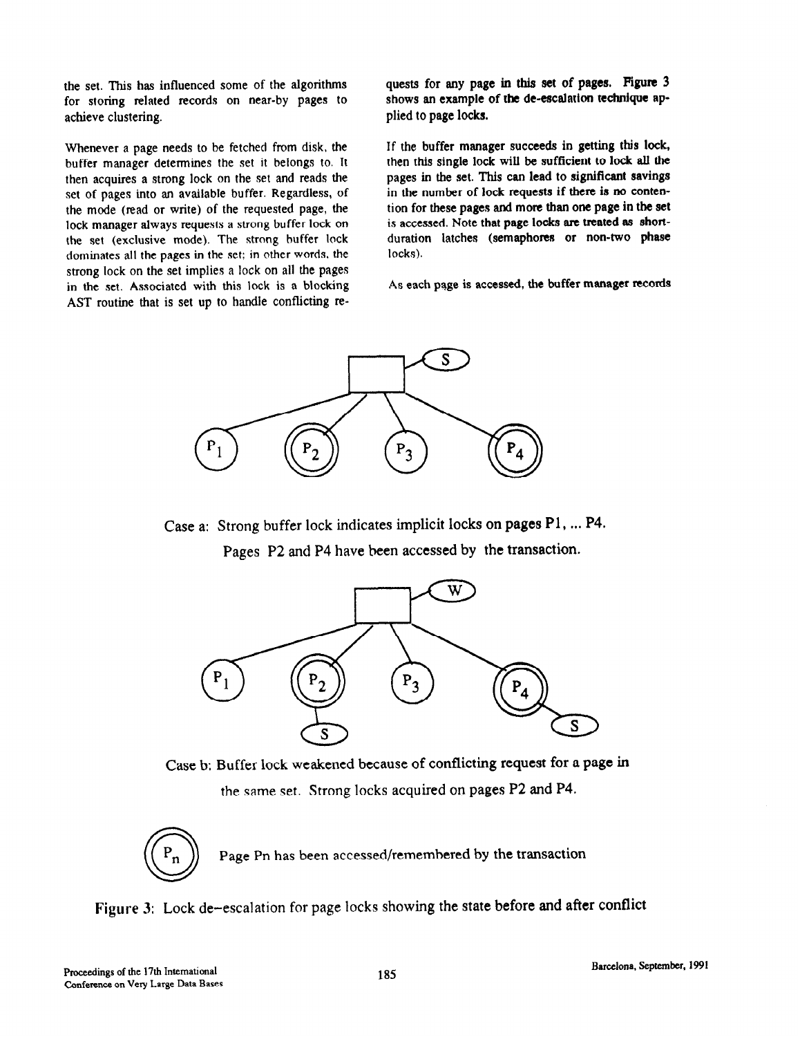the set. This has influenced some of the algorithms for storing related records on near-by pages to achieve clustering.

Whenever a page needs to be fetched from disk, the buffer manager determines the set it belongs to. It then acquires a strong lock on the set and reads the set of pages into an available buffer. Regardless, of the mode (read or write) of the requested page, the lock manager always requests a strong buffer lock on the set (exclusive mode). The strong buffer lock dominates all the pages in the set; in other words, the strong lock on the set implies a lock on all the pages in the set. Associated with this lock is a blocking AST routine that is set up to handle conflicting requests for any page in this set of pages. Figure 3 shows an example of the de-escalation technique applied to page locks.

If the buffer manager succeeds in getting this lock, then this single lock will be sufficient to lock all the pages in the set. This can lead to significant savings in the number of lock requests if there is no contention for these pages and more than one page in the set is accessed. Note that page locks are treated as short-duration latches (semaphores or non-two phase locks).

As each page is accessed, the buffer manager records

S

$P_1$ $P_2$ $P_3$ $P_4$

Case a: Strong buffer lock indicates implicit locks on pages P1, ... P4. Pages P2 and P4 have been accessed by the transaction.

W

$P_1$ $P_2$ $P_3$ $P_4$

S S

Case b: Buffer lock weakened because of conflicting request for a page in the same set. Strong locks acquired on pages P2 and P4.

$P_n$ Page Pn has been accessed/remembered by the transaction

Figure 3: Lock de-escalation for page locks showing the state before and after conflict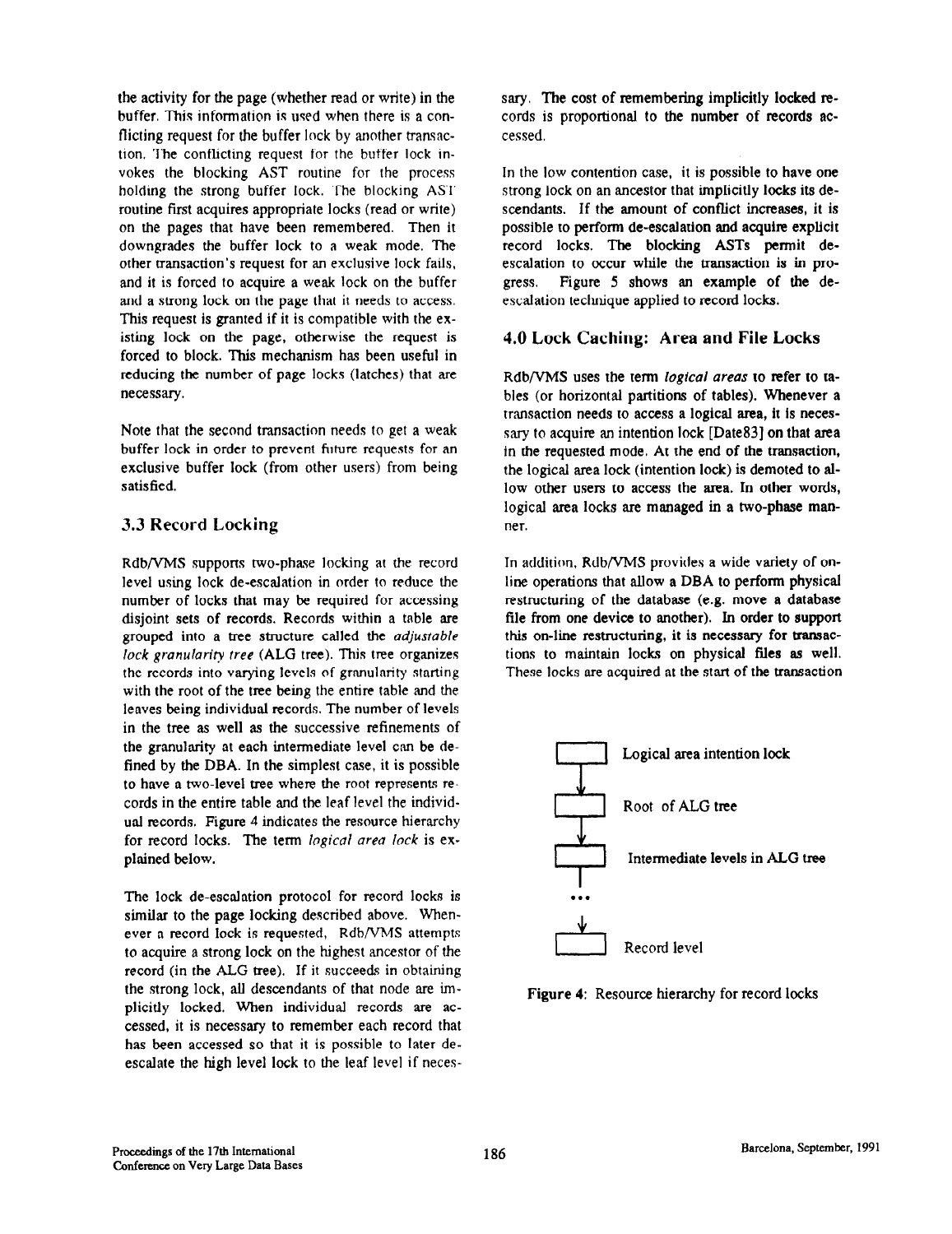the activity for the page (whether read or write) in the buffer. This information is used when there is a conflicting request for the buffer lock by another transaction. The conflicting request for the buffer lock invokes the blocking AST routine for the process holding the strong buffer lock. The blocking AST routine first acquires appropriate locks (read or write) on the pages that have been remembered. Then it downgrades the buffer lock to a weak mode. The other transaction's request for an exclusive lock fails, and it is forced to acquire a weak lock on the buffer and a strong lock on the page that it needs to access. This request is granted if it is compatible with the existing lock on the page, otherwise the request is forced to block. This mechanism has been useful in reducing the number of page locks (latches) that are necessary.

Note that the second transaction needs to get a weak buffer lock in order to prevent future requests for an exclusive buffer lock (from other users) from being satisfied.

### 3.3 Record Locking

Rdb/VMS supports two-phase locking at the record level using lock de-escalation in order to reduce the number of locks that may be required for accessing disjoint sets of records. Records within a table are grouped into a tree structure called the *adjustable lock granularity tree* (ALG tree). This tree organizes the records into varying levels of granularity starting with the root of the tree being the entire table and the leaves being individual records. The number of levels in the tree as well as the successive refinements of the granularity at each intermediate level can be defined by the DBA. In the simplest case, it is possible to have a two-level tree where the root represents records in the entire table and the leaf level the individual records. Figure 4 indicates the resource hierarchy for record locks. The term *logical area lock* is explained below.

The lock de-escalation protocol for record locks is similar to the page locking described above. Whenever a record lock is requested, Rdb/VMS attempts to acquire a strong lock on the highest ancestor of the record (in the ALG tree). If it succeeds in obtaining the strong lock, all descendants of that node are implicitly locked. When individual records are accessed, it is necessary to remember each record that has been accessed so that it is possible to later de-escalate the high level lock to the leaf level if necessary. The cost of remembering implicitly locked records is proportional to the number of records accessed.

In the low contention case, it is possible to have one strong lock on an ancestor that implicitly locks its descendants. If the amount of conflict increases, it is possible to perform de-escalation and acquire explicit record locks. The blocking ASTs permit de-escalation to occur while the transaction is in progress. Figure 5 shows an example of the de-escalation technique applied to record locks.

## 4.0 Lock Caching: Area and File Locks

Rdb/VMS uses the term *logical areas* to refer to tables (or horizontal partitions of tables). Whenever a transaction needs to access a logical area, it is necessary to acquire an intention lock [Date83] on that area in the requested mode. At the end of the transaction, the logical area lock (intention lock) is demoted to allow other users to access the area. In other words, logical area locks are managed in a two-phase manner.

In addition, Rdb/VMS provides a wide variety of online operations that allow a DBA to perform physical restructuring of the database (e.g. move a database file from one device to another). In order to support this on-line restructuring, it is necessary for transactions to maintain locks on physical files as well. These locks are acquired at the start of the transaction

Logical area intention lock

Root of ALG tree

Intermediate levels in ALG tree

...

Record level

**Figure 4**: Resource hierarchy for record locks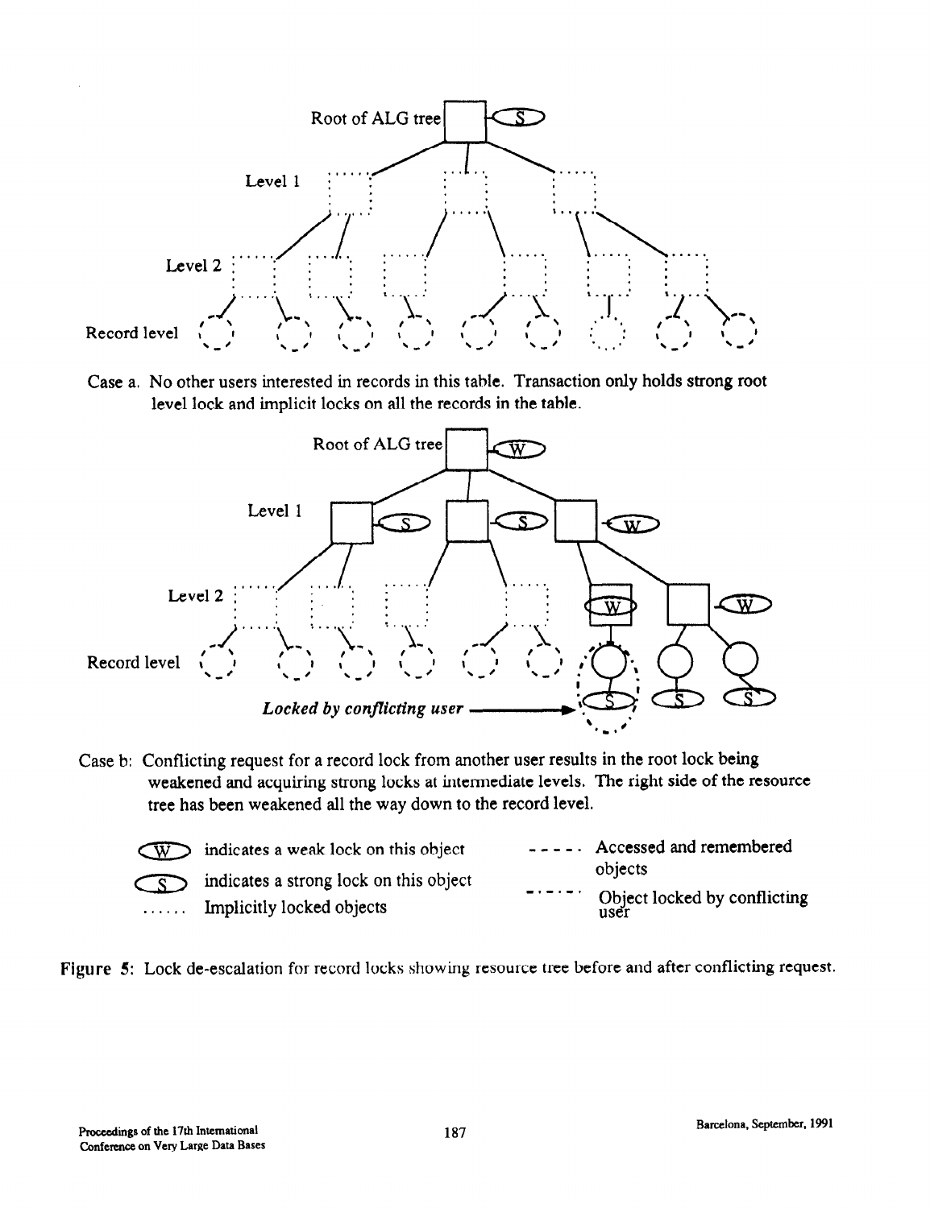Root of ALG tree

S

Level 1

Level 2

Record level

Case a. No other users interested in records in this table. Transaction only holds strong root level lock and implicit locks on all the records in the table.

Root of ALG tree

W

Level 1

S

S

W

Level 2

W

W

Record level

S

S

S

*Locked by conflicting user*

Case b: Conflicting request for a record lock from another user results in the root lock being weakened and acquiring strong locks at intermediate levels. The right side of the resource tree has been weakened all the way down to the record level.

W indicates a weak lock on this object

S indicates a strong lock on this object

...... Implicitly locked objects

- - - - - Accessed and remembered objects

-·-·-· Object locked by conflicting user

**Figure 5:** Lock de-escalation for record locks showing resource tree before and after conflicting request.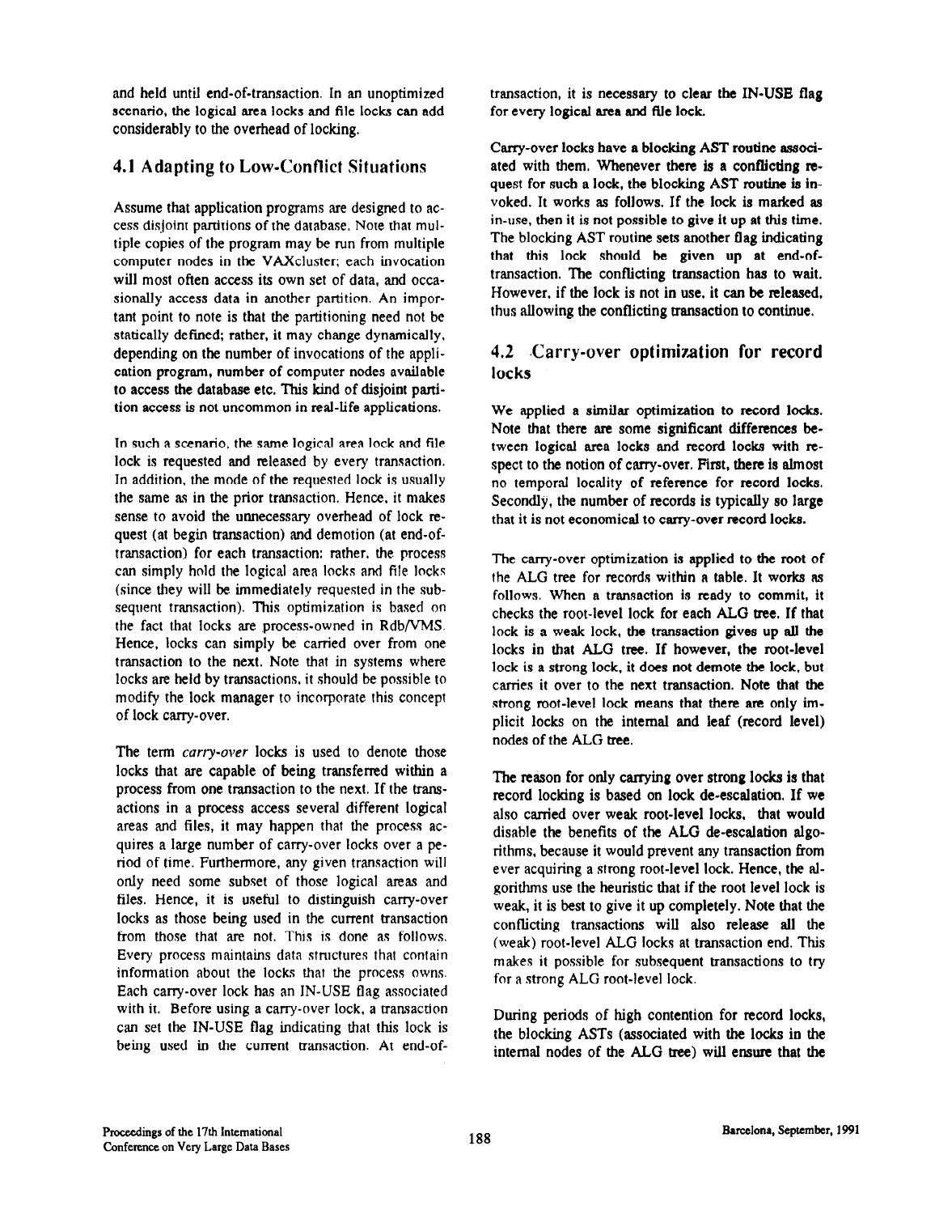and held until end-of-transaction. In an unoptimized scenario, the logical area locks and file locks can add considerably to the overhead of locking.

## 4.1 Adapting to Low-Conflict Situations

Assume that application programs are designed to access disjoint partitions of the database. Note that multiple copies of the program may be run from multiple computer nodes in the VAXcluster; each invocation will most often access its own set of data, and occasionally access data in another partition. An important point to note is that the partitioning need not be statically defined; rather, it may change dynamically, depending on the number of invocations of the application program, number of computer nodes available to access the database etc. This kind of disjoint partition access is not uncommon in real-life applications.

In such a scenario, the same logical area lock and file lock is requested and released by every transaction. In addition, the mode of the requested lock is usually the same as in the prior transaction. Hence, it makes sense to avoid the unnecessary overhead of lock request (at begin transaction) and demotion (at end-of-transaction) for each transaction; rather, the process can simply hold the logical area locks and file locks (since they will be immediately requested in the subsequent transaction). This optimization is based on the fact that locks are process-owned in Rdb/VMS. Hence, locks can simply be carried over from one transaction to the next. Note that in systems where locks are held by transactions, it should be possible to modify the lock manager to incorporate this concept of lock carry-over.

The term *carry-over* locks is used to denote those locks that are capable of being transferred within a process from one transaction to the next. If the transactions in a process access several different logical areas and files, it may happen that the process acquires a large number of carry-over locks over a period of time. Furthermore, any given transaction will only need some subset of those logical areas and files. Hence, it is useful to distinguish carry-over locks as those being used in the current transaction from those that are not. This is done as follows. Every process maintains data structures that contain information about the locks that the process owns. Each carry-over lock has an IN-USE flag associated with it. Before using a carry-over lock, a transaction can set the IN-USE flag indicating that this lock is being used in the current transaction. At end-of-transaction, it is necessary to clear the IN-USE flag for every logical area and file lock.

Carry-over locks have a blocking AST routine associated with them. Whenever there is a conflicting request for such a lock, the blocking AST routine is invoked. It works as follows. If the lock is marked as in-use, then it is not possible to give it up at this time. The blocking AST routine sets another flag indicating that this lock should be given up at end-of-transaction. The conflicting transaction has to wait. However, if the lock is not in use, it can be released, thus allowing the conflicting transaction to continue.

## 4.2 Carry-over optimization for record locks

We applied a similar optimization to record locks. Note that there are some significant differences between logical area locks and record locks with respect to the notion of carry-over. First, there is almost no temporal locality of reference for record locks. Secondly, the number of records is typically so large that it is not economical to carry-over record locks.

The carry-over optimization is applied to the root of the ALG tree for records within a table. It works as follows. When a transaction is ready to commit, it checks the root-level lock for each ALG tree. If that lock is a weak lock, the transaction gives up all the locks in that ALG tree. If however, the root-level lock is a strong lock, it does not demote the lock, but carries it over to the next transaction. Note that the strong root-level lock means that there are only implicit locks on the internal and leaf (record level) nodes of the ALG tree.

The reason for only carrying over strong locks is that record locking is based on lock de-escalation. If we also carried over weak root-level locks, that would disable the benefits of the ALG de-escalation algorithms, because it would prevent any transaction from ever acquiring a strong root-level lock. Hence, the algorithms use the heuristic that if the root level lock is weak, it is best to give it up completely. Note that the conflicting transactions will also release all the (weak) root-level ALG locks at transaction end. This makes it possible for subsequent transactions to try for a strong ALG root-level lock.

During periods of high contention for record locks, the blocking ASTs (associated with the locks in the internal nodes of the ALG tree) will ensure that the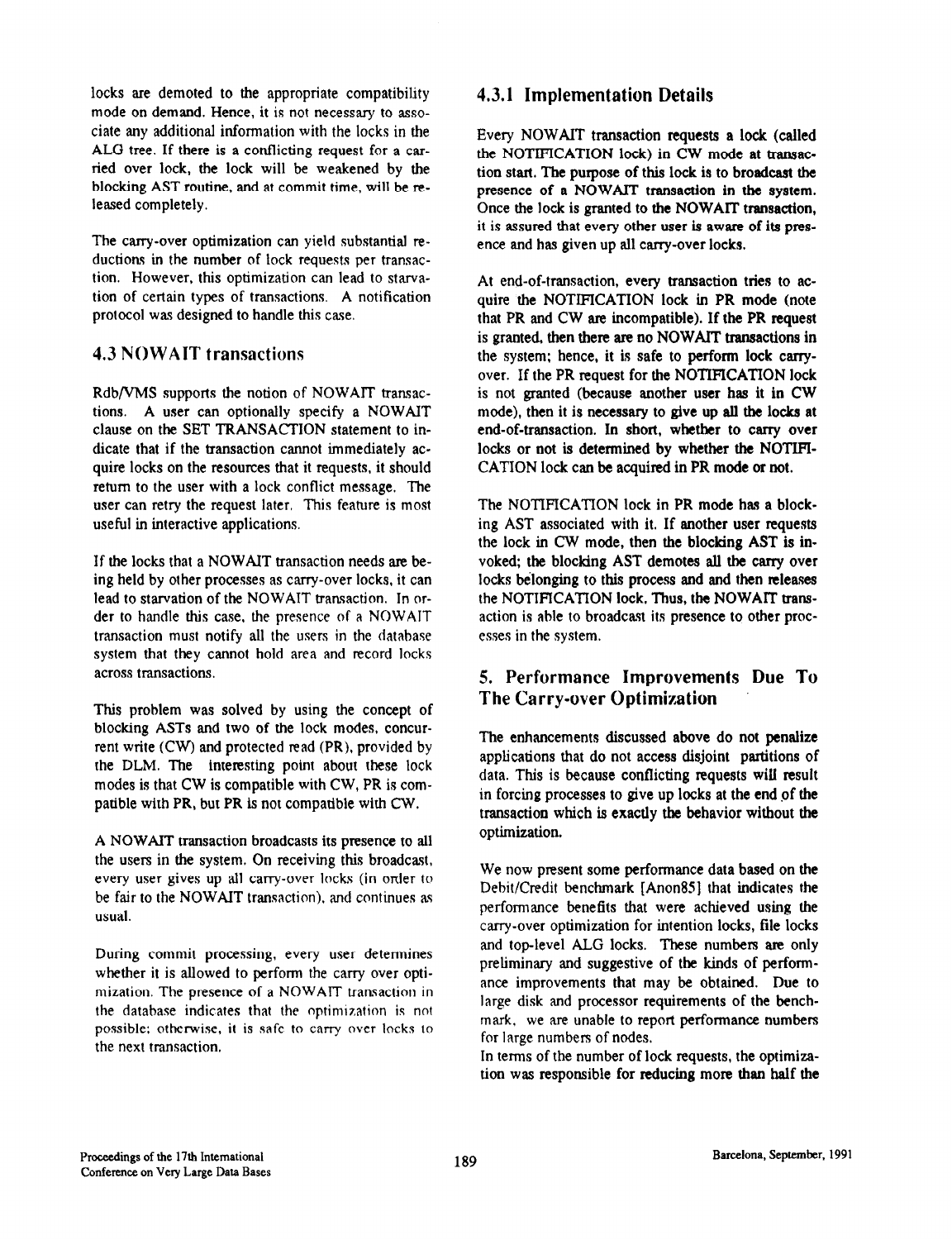locks are demoted to the appropriate compatibility mode on demand. Hence, it is not necessary to associate any additional information with the locks in the ALG tree. If there is a conflicting request for a carried over lock, the lock will be weakened by the blocking AST routine, and at commit time, will be released completely.

The carry-over optimization can yield substantial reductions in the number of lock requests per transaction. However, this optimization can lead to starvation of certain types of transactions. A notification protocol was designed to handle this case.

## 4.3 NOWAIT transactions

Rdb/VMS supports the notion of NOWAIT transactions. A user can optionally specify a NOWAIT clause on the SET TRANSACTION statement to indicate that if the transaction cannot immediately acquire locks on the resources that it requests, it should return to the user with a lock conflict message. The user can retry the request later. This feature is most useful in interactive applications.

If the locks that a NOWAIT transaction needs are being held by other processes as carry-over locks, it can lead to starvation of the NOWAIT transaction. In order to handle this case, the presence of a NOWAIT transaction must notify all the users in the database system that they cannot hold area and record locks across transactions.

This problem was solved by using the concept of blocking ASTs and two of the lock modes, concurrent write (CW) and protected read (PR), provided by the DLM. The interesting point about these lock modes is that CW is compatible with CW, PR is compatible with PR, but PR is not compatible with CW.

A NOWAIT transaction broadcasts its presence to all the users in the system. On receiving this broadcast, every user gives up all carry-over locks (in order to be fair to the NOWAIT transaction), and continues as usual.

During commit processing, every user determines whether it is allowed to perform the carry over optimization. The presence of a NOWAIT transaction in the database indicates that the optimization is not possible; otherwise, it is safe to carry over locks to the next transaction.

### 4.3.1 Implementation Details

Every NOWAIT transaction requests a lock (called the NOTIFICATION lock) in CW mode at transaction start. The purpose of this lock is to broadcast the presence of a NOWAIT transaction in the system. Once the lock is granted to the NOWAIT transaction, it is assured that every other user is aware of its presence and has given up all carry-over locks.

At end-of-transaction, every transaction tries to acquire the NOTIFICATION lock in PR mode (note that PR and CW are incompatible). If the PR request is granted, then there are no NOWAIT transactions in the system; hence, it is safe to perform lock carry-over. If the PR request for the NOTIFICATION lock is not granted (because another user has it in CW mode), then it is necessary to give up all the locks at end-of-transaction. In short, whether to carry over locks or not is determined by whether the NOTIFICATION lock can be acquired in PR mode or not.

The NOTIFICATION lock in PR mode has a blocking AST associated with it. If another user requests the lock in CW mode, then the blocking AST is invoked; the blocking AST demotes all the carry over locks belonging to this process and and then releases the NOTIFICATION lock. Thus, the NOWAIT transaction is able to broadcast its presence to other processes in the system.

## 5. Performance Improvements Due To The Carry-over Optimization

The enhancements discussed above do not penalize applications that do not access disjoint partitions of data. This is because conflicting requests will result in forcing processes to give up locks at the end of the transaction which is exactly the behavior without the optimization.

We now present some performance data based on the Debit/Credit benchmark [Anon85] that indicates the performance benefits that were achieved using the carry-over optimization for intention locks, file locks and top-level ALG locks. These numbers are only preliminary and suggestive of the kinds of performance improvements that may be obtained. Due to large disk and processor requirements of the benchmark, we are unable to report performance numbers for large numbers of nodes.

In terms of the number of lock requests, the optimization was responsible for reducing more than half the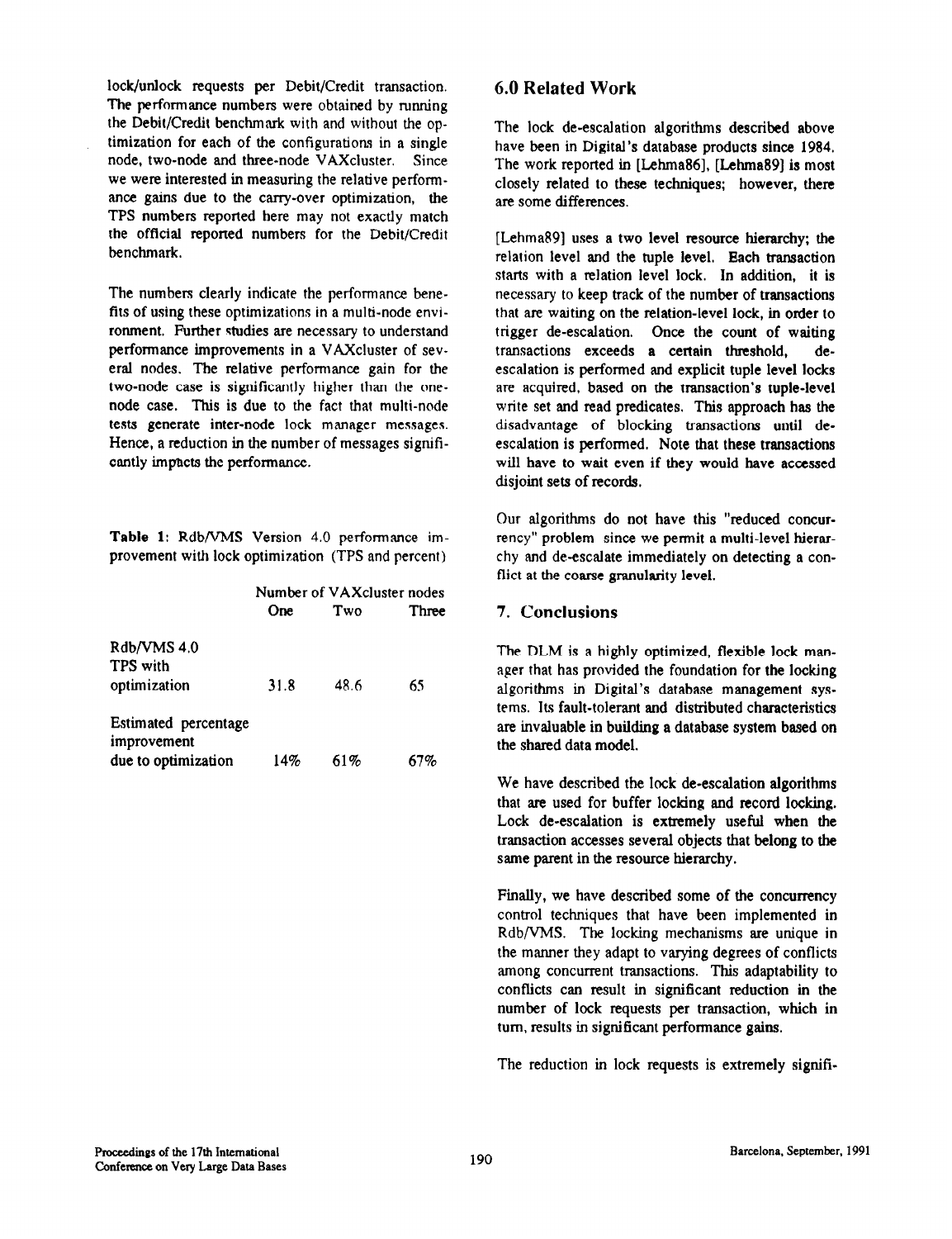lock/unlock requests per Debit/Credit transaction. The performance numbers were obtained by running the Debit/Credit benchmark with and without the optimization for each of the configurations in a single node, two-node and three-node VAXcluster. Since we were interested in measuring the relative performance gains due to the carry-over optimization, the TPS numbers reported here may not exactly match the official reported numbers for the Debit/Credit benchmark.

The numbers clearly indicate the performance benefits of using these optimizations in a multi-node environment. Further studies are necessary to understand performance improvements in a VAXcluster of several nodes. The relative performance gain for the two-node case is significantly higher than the one-node case. This is due to the fact that multi-node tests generate inter-node lock manager messages. Hence, a reduction in the number of messages significantly impacts the performance.

**Table 1**: Rdb/VMS Version 4.0 performance improvement with lock optimization (TPS and percent)

| | Number of VAXcluster nodes | | |
|---|---|---|---|
| | One | Two | Three |
| Rdb/VMS 4.0 TPS with optimization | 31.8 | 48.6 | 65 |
| Estimated percentage improvement due to optimization | 14% | 61% | 67% |

## 6.0 Related Work

The lock de-escalation algorithms described above have been in Digital's database products since 1984. The work reported in [Lehma86], [Lehma89] is most closely related to these techniques; however, there are some differences.

[Lehma89] uses a two level resource hierarchy; the relation level and the tuple level. Each transaction starts with a relation level lock. In addition, it is necessary to keep track of the number of transactions that are waiting on the relation-level lock, in order to trigger de-escalation. Once the count of waiting transactions exceeds a certain threshold, de-escalation is performed and explicit tuple level locks are acquired, based on the transaction's tuple-level write set and read predicates. This approach has the disadvantage of blocking transactions until de-escalation is performed. Note that these transactions will have to wait even if they would have accessed disjoint sets of records.

Our algorithms do not have this "reduced concurrency" problem since we permit a multi-level hierarchy and de-escalate immediately on detecting a conflict at the coarse granularity level.

## 7. Conclusions

The DLM is a highly optimized, flexible lock manager that has provided the foundation for the locking algorithms in Digital's database management systems. Its fault-tolerant and distributed characteristics are invaluable in building a database system based on the shared data model.

We have described the lock de-escalation algorithms that are used for buffer locking and record locking. Lock de-escalation is extremely useful when the transaction accesses several objects that belong to the same parent in the resource hierarchy.

Finally, we have described some of the concurrency control techniques that have been implemented in Rdb/VMS. The locking mechanisms are unique in the manner they adapt to varying degrees of conflicts among concurrent transactions. This adaptability to conflicts can result in significant reduction in the number of lock requests per transaction, which in turn, results in significant performance gains.

The reduction in lock requests is extremely signifi-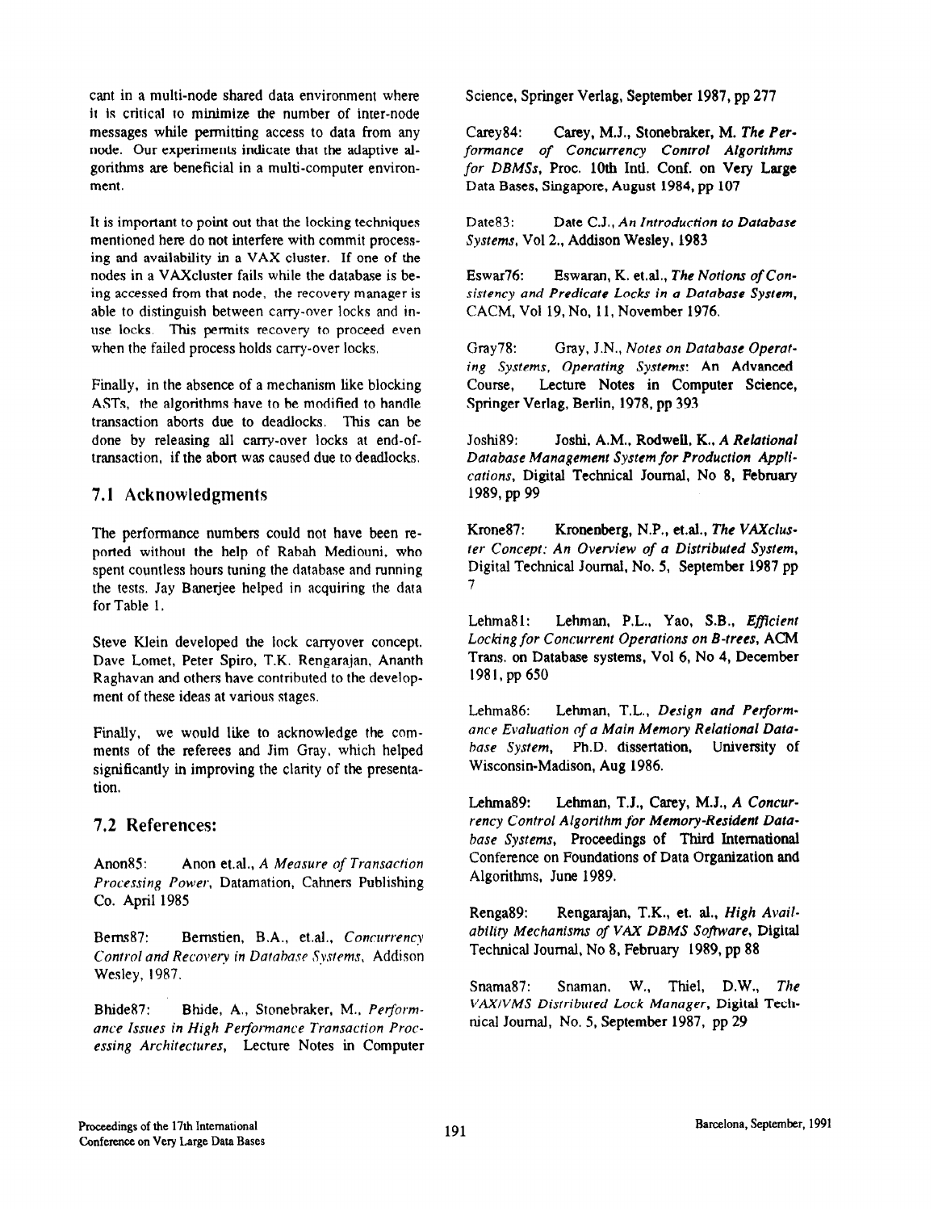cant in a multi-node shared data environment where it is critical to minimize the number of inter-node messages while permitting access to data from any node. Our experiments indicate that the adaptive algorithms are beneficial in a multi-computer environment.

It is important to point out that the locking techniques mentioned here do not interfere with commit processing and availability in a VAX cluster. If one of the nodes in a VAXcluster fails while the database is being accessed from that node, the recovery manager is able to distinguish between carry-over locks and in-use locks. This permits recovery to proceed even when the failed process holds carry-over locks.

Finally, in the absence of a mechanism like blocking ASTs, the algorithms have to be modified to handle transaction aborts due to deadlocks. This can be done by releasing all carry-over locks at end-of-transaction, if the abort was caused due to deadlocks.

## 7.1 Acknowledgments

The performance numbers could not have been reported without the help of Rabah Mediouni, who spent countless hours tuning the database and running the tests. Jay Banerjee helped in acquiring the data for Table 1.

Steve Klein developed the lock carryover concept. Dave Lomet, Peter Spiro, T.K. Rengarajan, Ananth Raghavan and others have contributed to the development of these ideas at various stages.

Finally, we would like to acknowledge the comments of the referees and Jim Gray, which helped significantly in improving the clarity of the presentation.

## 7.2 References:

Anon85: Anon et.al., *A Measure of Transaction Processing Power*, Datamation, Cahners Publishing Co. April 1985

Berns87: Bernstien, B.A., et.al., *Concurrency Control and Recovery in Database Systems*, Addison Wesley, 1987.

Bhide87: Bhide, A., Stonebraker, M., *Performance Issues in High Performance Transaction Processing Architectures*, Lecture Notes in Computer Science, Springer Verlag, September 1987, pp 277

Carey84: Carey, M.J., Stonebraker, M. *The Performance of Concurrency Control Algorithms for DBMSs*, Proc. 10th Intl. Conf. on Very Large Data Bases, Singapore, August 1984, pp 107

Date83: Date C.J., *An Introduction to Database Systems*, Vol 2., Addison Wesley, 1983

Eswar76: Eswaran, K. et.al., *The Notions of Consistency and Predicate Locks in a Database System*, CACM, Vol 19, No, 11, November 1976.

Gray78: Gray, J.N., *Notes on Database Operating Systems, Operating Systems*: An Advanced Course, Lecture Notes in Computer Science, Springer Verlag, Berlin, 1978, pp 393

Joshi89: Joshi, A.M., Rodwell, K., *A Relational Database Management System for Production Applications*, Digital Technical Journal, No 8, February 1989, pp 99

Krone87: Kronenberg, N.P., et.al., *The VAXcluster Concept: An Overview of a Distributed System*, Digital Technical Journal, No. 5, September 1987 pp 7

Lehma81: Lehman, P.L., Yao, S.B., *Efficient Locking for Concurrent Operations on B-trees*, ACM Trans. on Database systems, Vol 6, No 4, December 1981, pp 650

Lehma86: Lehman, T.L., *Design and Performance Evaluation of a Main Memory Relational Database System*, Ph.D. dissertation, University of Wisconsin-Madison, Aug 1986.

Lehma89: Lehman, T.J., Carey, M.J., *A Concurrency Control Algorithm for Memory-Resident Database Systems*, Proceedings of Third International Conference on Foundations of Data Organization and Algorithms, June 1989.

Renga89: Rengarajan, T.K., et. al., *High Availability Mechanisms of VAX DBMS Software*, Digital Technical Journal, No 8, February 1989, pp 88

Snama87: Snaman, W., Thiel, D.W., *The VAX/VMS Distributed Lock Manager*, Digital Technical Journal, No. 5, September 1987, pp 29